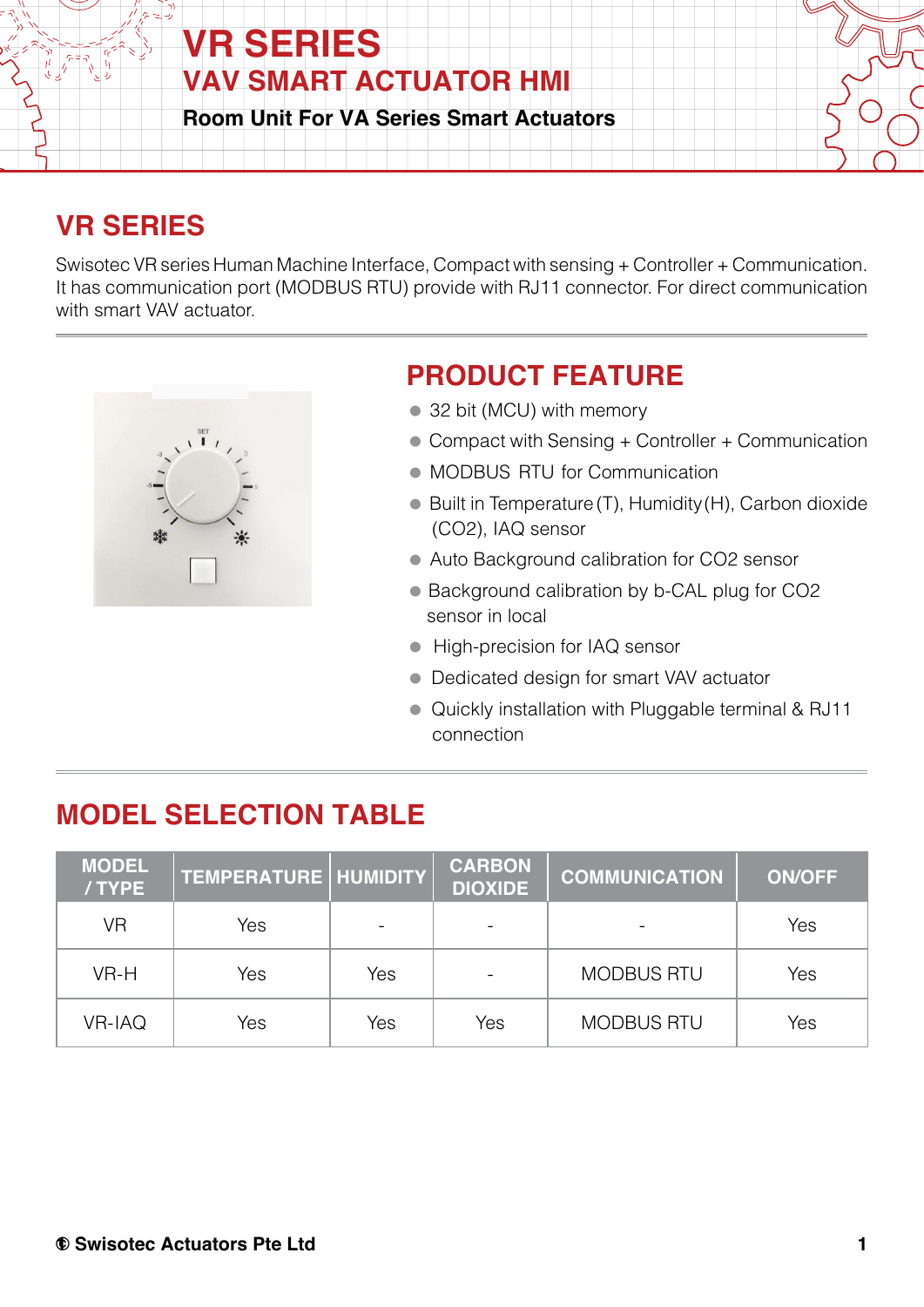# VR SERIES

## VAV SMART ACTUATOR HMI

**Room Unit For VA Series Smart Actuators**

## VR SERIES

Swisotec VR series Human Machine Interface, Compact with sensing + Controller + Communication. It has communication port (MODBUS RTU) provide with RJ11 connector. For direct communication with smart VAV actuator.

## PRODUCT FEATURE

- 32 bit (MCU) with memory
- Compact with Sensing + Controller + Communication
- MODBUS RTU for Communication
- Built in Temperature (T), Humidity (H), Carbon dioxide ($CO_2$), IAQ sensor
- Auto Background calibration for CO2 sensor
- Background calibration by b-CAL plug for CO2 sensor in local
- High-precision for IAQ sensor
- Dedicated design for smart VAV actuator
- Quickly installation with Pluggable terminal & RJ11 connection

## MODEL SELECTION TABLE

| MODEL / TYPE | TEMPERATURE | HUMIDITY | CARBON DIOXIDE | COMMUNICATION | ON/OFF |
|---|---|---|---|---|---|
| VR | Yes | - | - | - | Yes |
| VR-H | Yes | Yes | - | MODBUS RTU | Yes |
| VR-IAQ | Yes | Yes | Yes | MODBUS RTU | Yes |

© Swisotec Actuators Pte Ltd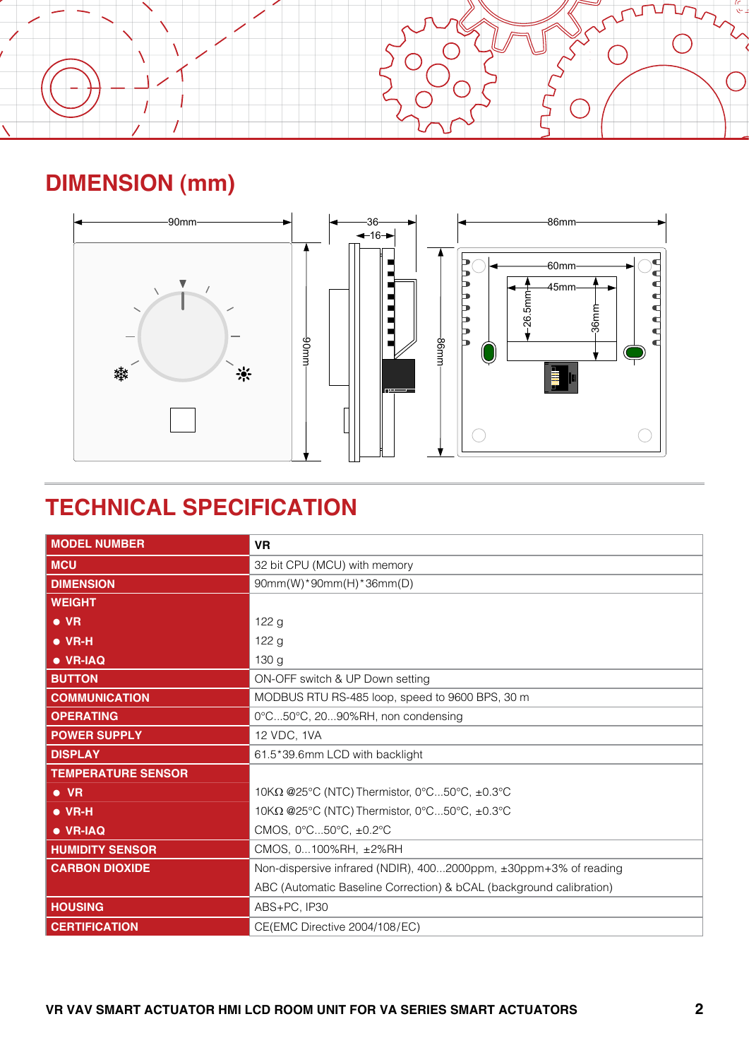## DIMENSION (mm)

## TECHNICAL SPECIFICATION

| MODEL NUMBER | VR |
|---|---|
| MCU | 32 bit CPU (MCU) with memory |
| DIMENSION | 90mm(W)*90mm(H)*36mm(D) |
| WEIGHT | |
| ● VR | 122 g |
| ● VR-H | 122 g |
| ● VR-IAQ | 130 g |
| BUTTON | ON-OFF switch & UP Down setting |
| COMMUNICATION | MODBUS RTU RS-485 loop, speed to 9600 BPS, 30 m |
| OPERATING | 0°C...50°C, 20...90%RH, non condensing |
| POWER SUPPLY | 12 VDC, 1VA |
| DISPLAY | 61.5*39.6mm LCD with backlight |
| TEMPERATURE SENSOR | |
| ● VR | 10KΩ @25°C (NTC) Thermistor, 0°C...50°C, ±0.3°C |
| ● VR-H | 10KΩ @25°C (NTC) Thermistor, 0°C...50°C, ±0.3°C |
| ● VR-IAQ | CMOS, 0°C...50°C, ±0.2°C |
| HUMIDITY SENSOR | CMOS, 0...100%RH, ±2%RH |
| CARBON DIOXIDE | Non-dispersive infrared (NDIR), 400...2000ppm, ±30ppm+3% of reading<br>ABC (Automatic Baseline Correction) & bCAL (background calibration) |
| HOUSING | ABS+PC, IP30 |
| CERTIFICATION | CE(EMC Directive 2004/108/EC) |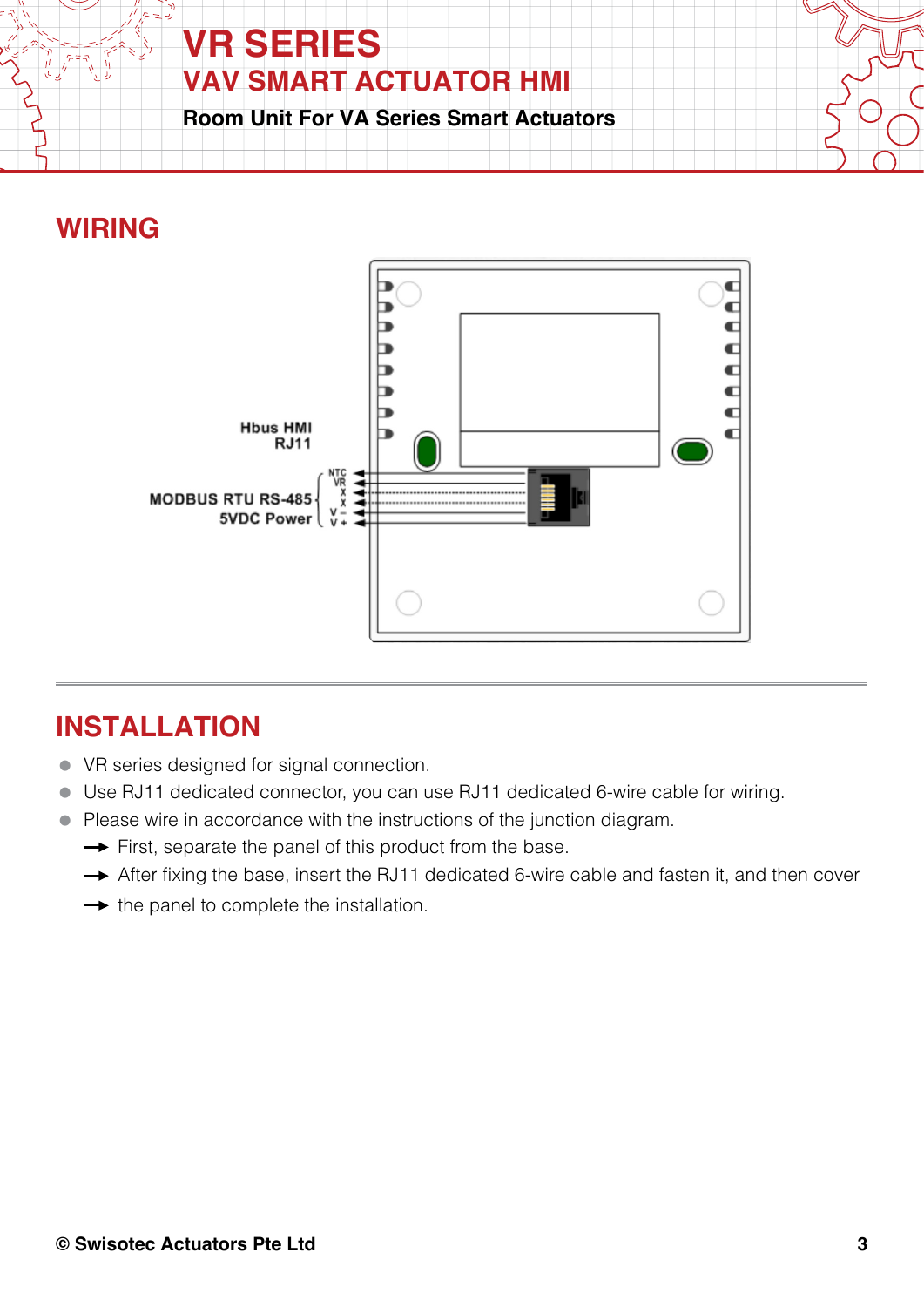# VR SERIES

## VAV SMART ACTUATOR HMI

**Room Unit For VA Series Smart Actuators**

## WIRING

Hbus HMI
RJ11

MODBUS RTU RS-485
5VDC Power

NTC
VR
X
X
V -
V +

## INSTALLATION

- VR series designed for signal connection.
- Use RJ11 dedicated connector, you can use RJ11 dedicated 6-wire cable for wiring.
- Please wire in accordance with the instructions of the junction diagram.
  - → First, separate the panel of this product from the base.
  - → After fixing the base, insert the RJ11 dedicated 6-wire cable and fasten it, and then cover
  - → the panel to complete the installation.

**© Swisotec Actuators Pte Ltd**